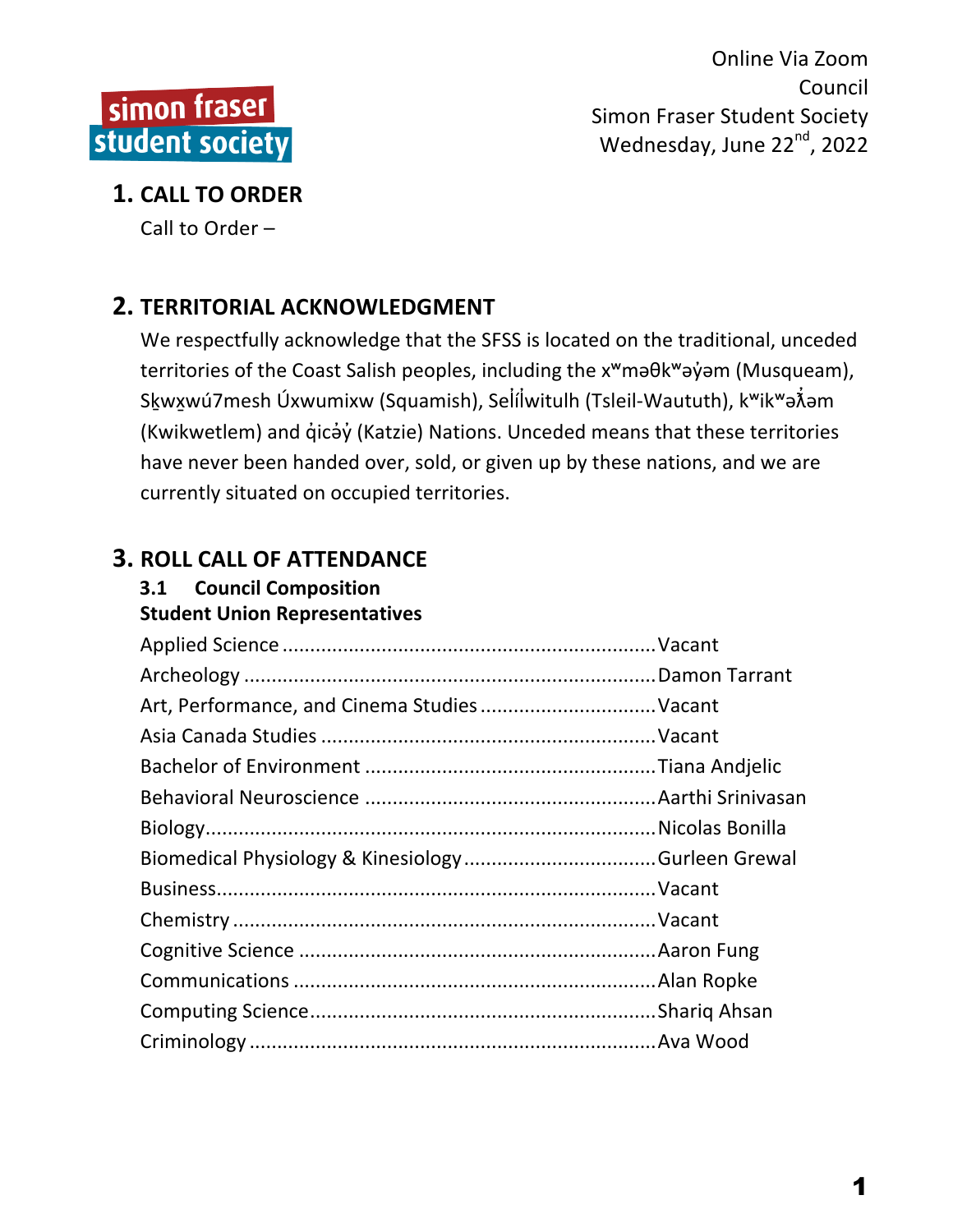simon fraser student society

Online Via Zoom
Council
Simon Fraser Student Society
Wednesday, June 22nd, 2022

## 1. CALL TO ORDER

Call to Order –

## 2. TERRITORIAL ACKNOWLEDGMENT

We respectfully acknowledge that the SFSS is located on the traditional, unceded territories of the Coast Salish peoples, including the xʷməθkʷəy̓əm (Musqueam), Sḵwx̱wú7mesh Úxwumixw (Squamish), Səl̓ílwitulh (Tsleil-Waututh), kʷikʷəƛ̓əm (Kwikwetlem) and q̓icə̓y̓ (Katzie) Nations. Unceded means that these territories have never been handed over, sold, or given up by these nations, and we are currently situated on occupied territories.

## 3. ROLL CALL OF ATTENDANCE

### 3.1 Council Composition

**Student Union Representatives**

Applied Science .......... Vacant
Archeology .......... Damon Tarrant
Art, Performance, and Cinema Studies .......... Vacant
Asia Canada Studies .......... Vacant
Bachelor of Environment .......... Tiana Andjelic
Behavioral Neuroscience .......... Aarthi Srinivasan
Biology .......... Nicolas Bonilla
Biomedical Physiology & Kinesiology .......... Gurleen Grewal
Business .......... Vacant
Chemistry .......... Vacant
Cognitive Science .......... Aaron Fung
Communications .......... Alan Ropke
Computing Science .......... Shariq Ahsan
Criminology .......... Ava Wood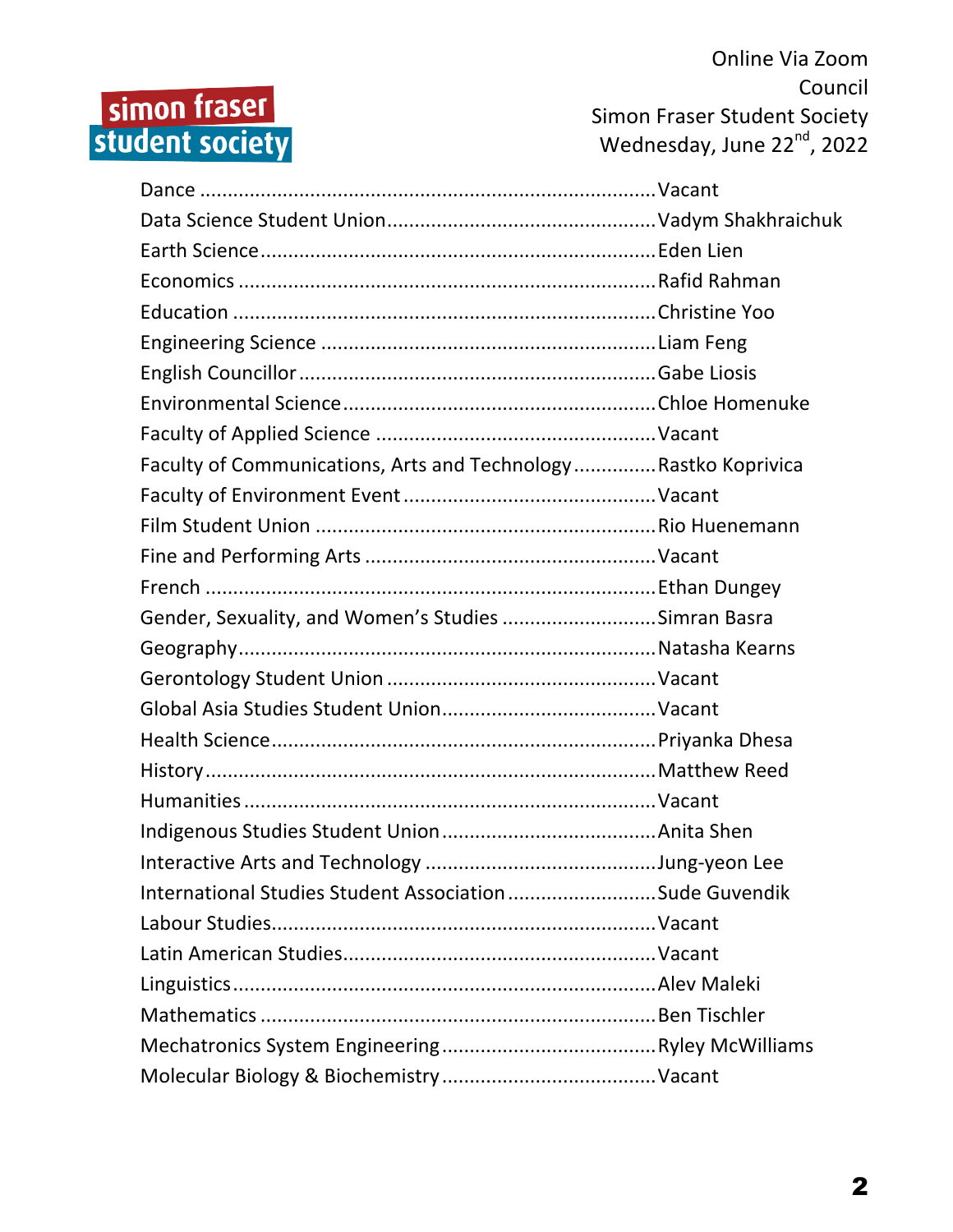Dance ........ Vacant
Data Science Student Union ........ Vadym Shakhraichuk
Earth Science ........ Eden Lien
Economics ........ Rafid Rahman
Education ........ Christine Yoo
Engineering Science ........ Liam Feng
English Councillor ........ Gabe Liosis
Environmental Science ........ Chloe Homenuke
Faculty of Applied Science ........ Vacant
Faculty of Communications, Arts and Technology ........ Rastko Koprivica
Faculty of Environment Event ........ Vacant
Film Student Union ........ Rio Huenemann
Fine and Performing Arts ........ Vacant
French ........ Ethan Dungey
Gender, Sexuality, and Women's Studies ........ Simran Basra
Geography ........ Natasha Kearns
Gerontology Student Union ........ Vacant
Global Asia Studies Student Union ........ Vacant
Health Science ........ Priyanka Dhesa
History ........ Matthew Reed
Humanities ........ Vacant
Indigenous Studies Student Union ........ Anita Shen
Interactive Arts and Technology ........ Jung-yeon Lee
International Studies Student Association ........ Sude Guvendik
Labour Studies ........ Vacant
Latin American Studies ........ Vacant
Linguistics ........ Alev Maleki
Mathematics ........ Ben Tischler
Mechatronics System Engineering ........ Ryley McWilliams
Molecular Biology & Biochemistry ........ Vacant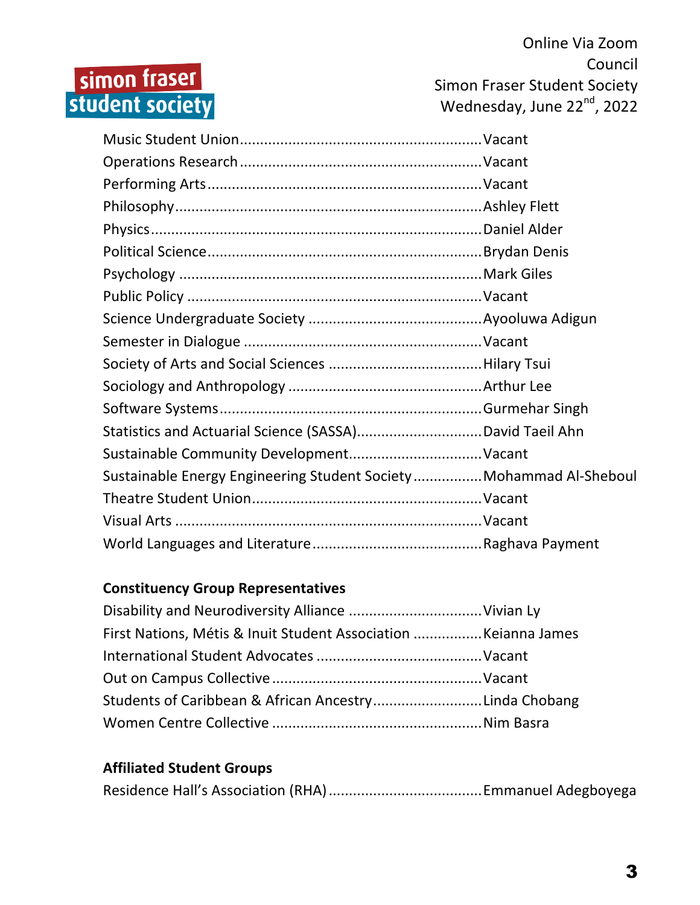Music Student Union............................................................Vacant
Operations Research............................................................Vacant
Performing Arts....................................................................Vacant
Philosophy............................................................................Ashley Flett
Physics..................................................................................Daniel Alder
Political Science....................................................................Brydan Denis
Psychology ...........................................................................Mark Giles
Public Policy ........................................................................Vacant
Science Undergraduate Society ..........................................Ayooluwa Adigun
Semester in Dialogue ..........................................................Vacant
Society of Arts and Social Sciences .....................................Hilary Tsui
Sociology and Anthropology ...............................................Arthur Lee
Software Systems.................................................................Gurmehar Singh
Statistics and Actuarial Science (SASSA)...............................David Taeil Ahn
Sustainable Community Development.................................Vacant
Sustainable Energy Engineering Student Society .................Mohammad Al-Sheboul
Theatre Student Union.........................................................Vacant
Visual Arts ...........................................................................Vacant
World Languages and Literature..........................................Raghava Payment

**Constituency Group Representatives**

Disability and Neurodiversity Alliance .................................Vivian Ly
First Nations, Métis & Inuit Student Association .................Keianna James
International Student Advocates .........................................Vacant
Out on Campus Collective ....................................................Vacant
Students of Caribbean & African Ancestry...........................Linda Chobang
Women Centre Collective ....................................................Nim Basra

**Affiliated Student Groups**

Residence Hall's Association (RHA) .....................................Emmanuel Adegboyega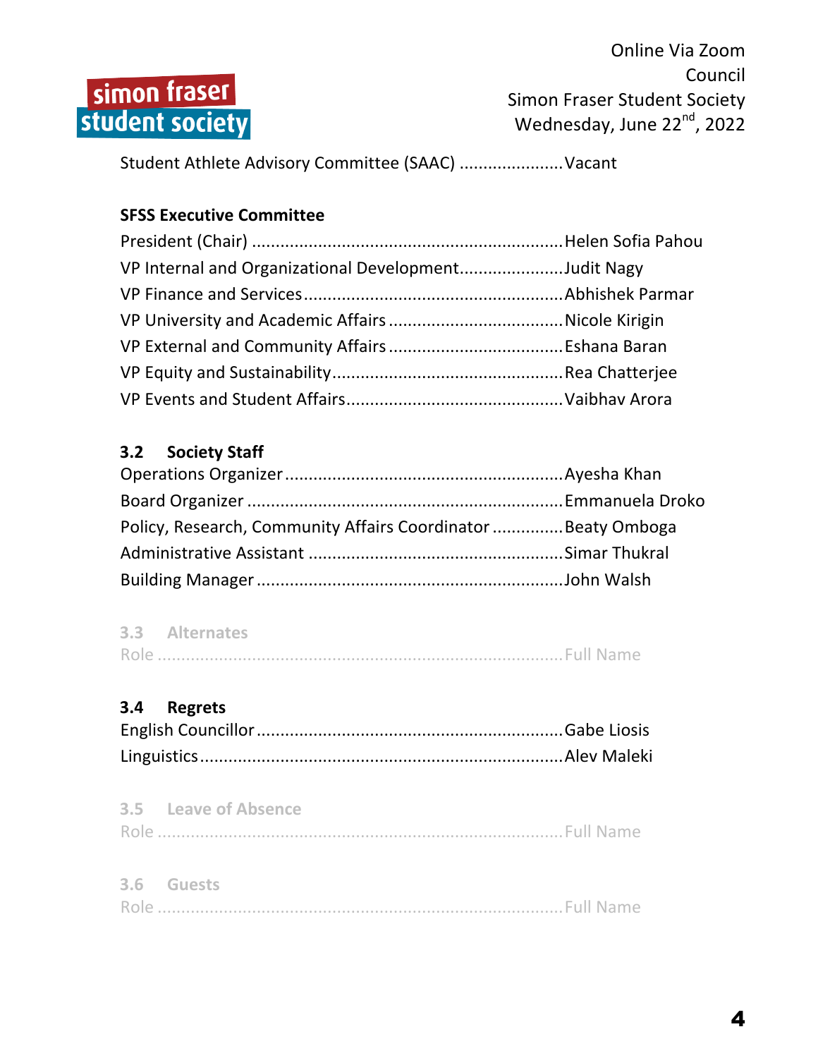Student Athlete Advisory Committee (SAAC) ...................... Vacant

**SFSS Executive Committee**

President (Chair) ................................................................ Helen Sofia Pahou
VP Internal and Organizational Development...................... Judit Nagy
VP Finance and Services...................................................... Abhishek Parmar
VP University and Academic Affairs .................................... Nicole Kirigin
VP External and Community Affairs .................................... Eshana Baran
VP Equity and Sustainability................................................ Rea Chatterjee
VP Events and Student Affairs............................................. Vaibhav Arora

### 3.2 Society Staff

Operations Organizer .......................................................... Ayesha Khan
Board Organizer .................................................................. Emmanuela Droko
Policy, Research, Community Affairs Coordinator ............... Beaty Omboga
Administrative Assistant ..................................................... Simar Thukral
Building Manager ................................................................ John Walsh

### 3.3 Alternates

Role ..................................................................................... Full Name

### 3.4 Regrets

English Councillor ................................................................ Gabe Liosis
Linguistics ............................................................................ Alev Maleki

### 3.5 Leave of Absence

Role ..................................................................................... Full Name

### 3.6 Guests

Role ..................................................................................... Full Name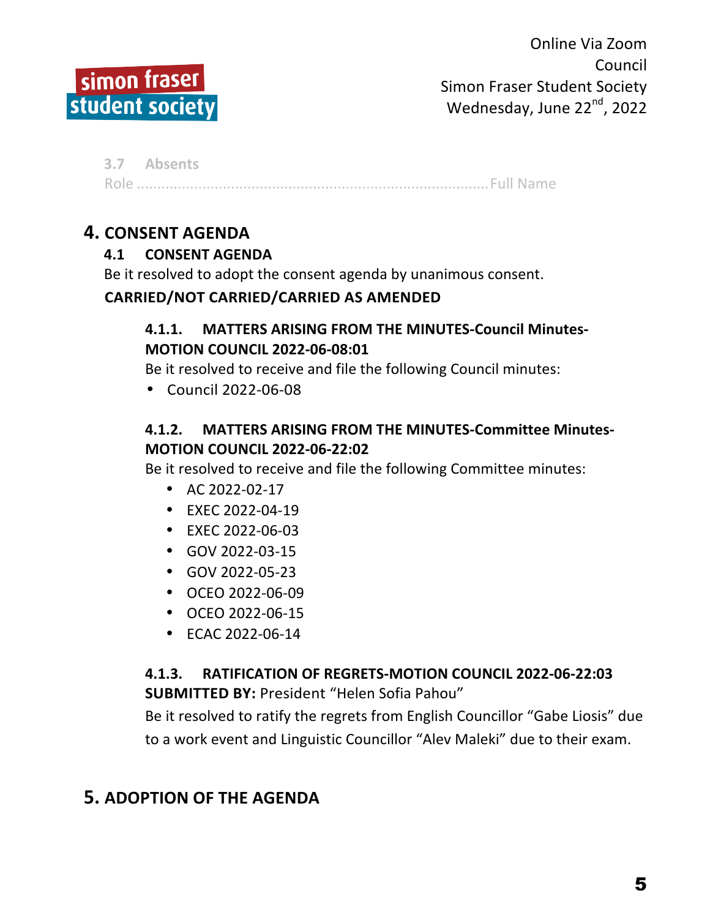### 3.7 Absents

Role .......................................................................................Full Name

# 4. CONSENT AGENDA

## 4.1 CONSENT AGENDA

Be it resolved to adopt the consent agenda by unanimous consent.

**CARRIED/NOT CARRIED/CARRIED AS AMENDED**

### 4.1.1. MATTERS ARISING FROM THE MINUTES-Council Minutes-MOTION COUNCIL 2022-06-08:01

Be it resolved to receive and file the following Council minutes:

- Council 2022-06-08

### 4.1.2. MATTERS ARISING FROM THE MINUTES-Committee Minutes-MOTION COUNCIL 2022-06-22:02

Be it resolved to receive and file the following Committee minutes:

- AC 2022-02-17
- EXEC 2022-04-19
- EXEC 2022-06-03
- GOV 2022-03-15
- GOV 2022-05-23
- OCEO 2022-06-09
- OCEO 2022-06-15
- ECAC 2022-06-14

### 4.1.3. RATIFICATION OF REGRETS-MOTION COUNCIL 2022-06-22:03

**SUBMITTED BY:** President "Helen Sofia Pahou"

Be it resolved to ratify the regrets from English Councillor "Gabe Liosis" due to a work event and Linguistic Councillor "Alev Maleki" due to their exam.

# 5. ADOPTION OF THE AGENDA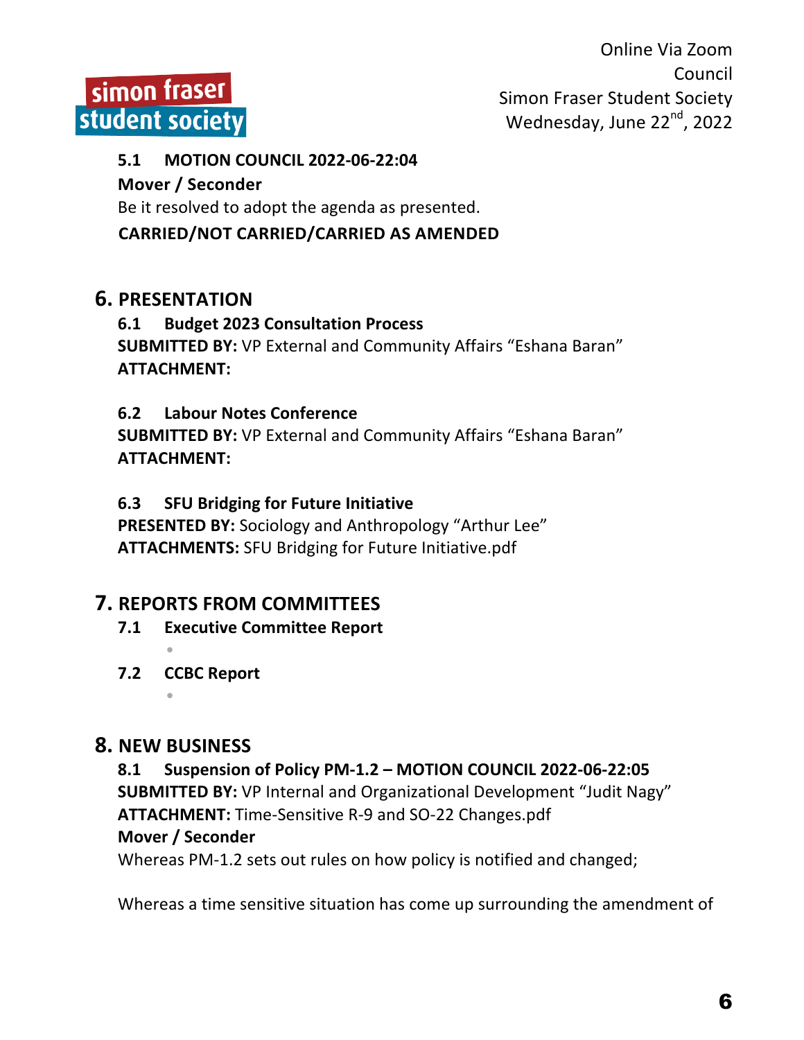**5.1 MOTION COUNCIL 2022-06-22:04**

**Mover / Seconder**

Be it resolved to adopt the agenda as presented.

**CARRIED/NOT CARRIED/CARRIED AS AMENDED**

## 6. PRESENTATION

**6.1 Budget 2023 Consultation Process**

**SUBMITTED BY:** VP External and Community Affairs "Eshana Baran"

**ATTACHMENT:**

**6.2 Labour Notes Conference**

**SUBMITTED BY:** VP External and Community Affairs "Eshana Baran"

**ATTACHMENT:**

**6.3 SFU Bridging for Future Initiative**

**PRESENTED BY:** Sociology and Anthropology "Arthur Lee"

**ATTACHMENTS:** SFU Bridging for Future Initiative.pdf

## 7. REPORTS FROM COMMITTEES

**7.1 Executive Committee Report**

- 

**7.2 CCBC Report**

- 

## 8. NEW BUSINESS

**8.1 Suspension of Policy PM-1.2 – MOTION COUNCIL 2022-06-22:05**

**SUBMITTED BY:** VP Internal and Organizational Development "Judit Nagy"

**ATTACHMENT:** Time-Sensitive R-9 and SO-22 Changes.pdf

**Mover / Seconder**

Whereas PM-1.2 sets out rules on how policy is notified and changed;

Whereas a time sensitive situation has come up surrounding the amendment of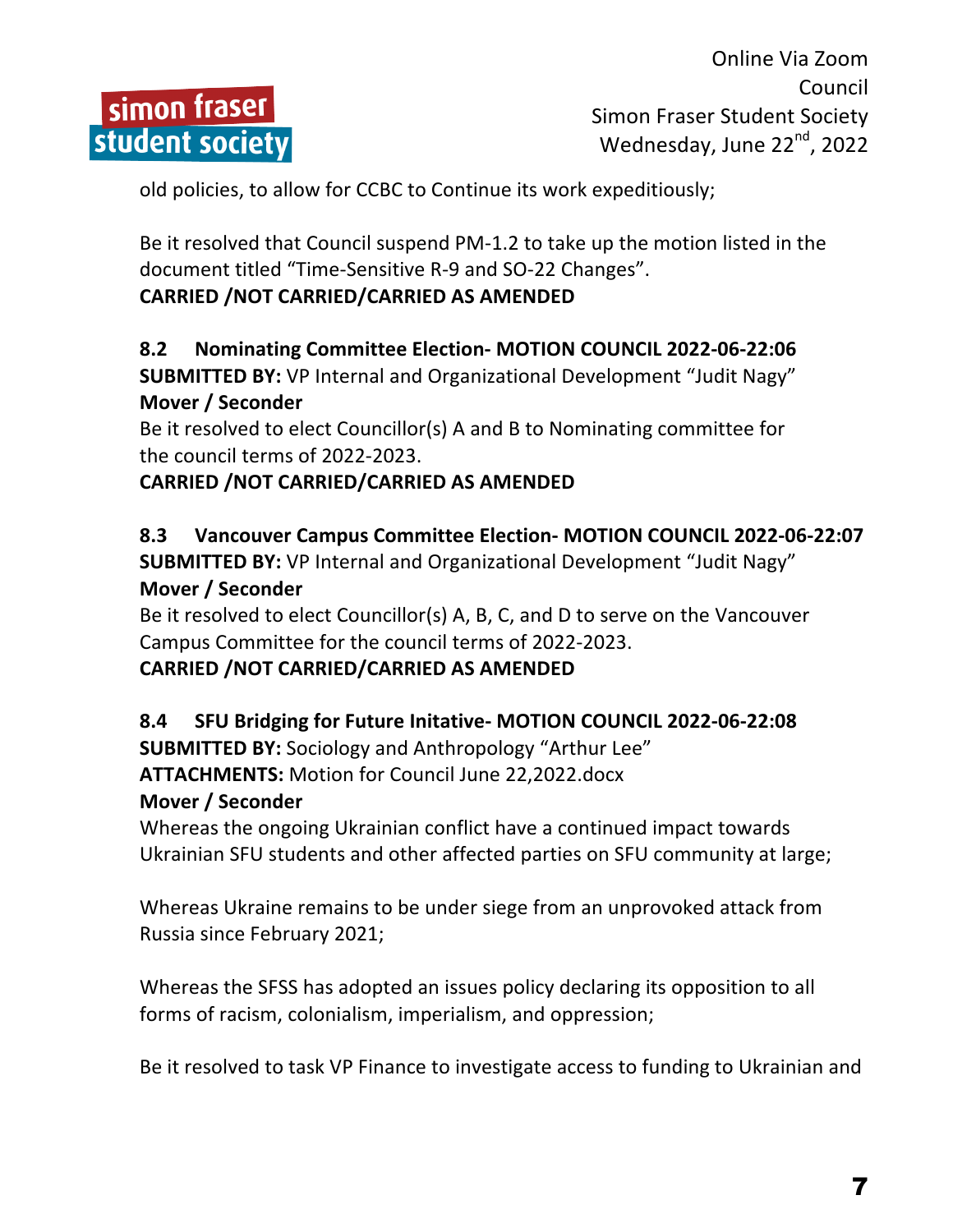old policies, to allow for CCBC to Continue its work expeditiously;

Be it resolved that Council suspend PM-1.2 to take up the motion listed in the document titled “Time-Sensitive R-9 and SO-22 Changes”.
**CARRIED /NOT CARRIED/CARRIED AS AMENDED**

**8.2 Nominating Committee Election- MOTION COUNCIL 2022-06-22:06**
**SUBMITTED BY:** VP Internal and Organizational Development “Judit Nagy”
**Mover / Seconder**
Be it resolved to elect Councillor(s) A and B to Nominating committee for the council terms of 2022-2023.
**CARRIED /NOT CARRIED/CARRIED AS AMENDED**

**8.3 Vancouver Campus Committee Election- MOTION COUNCIL 2022-06-22:07**
**SUBMITTED BY:** VP Internal and Organizational Development “Judit Nagy”
**Mover / Seconder**
Be it resolved to elect Councillor(s) A, B, C, and D to serve on the Vancouver Campus Committee for the council terms of 2022-2023.
**CARRIED /NOT CARRIED/CARRIED AS AMENDED**

**8.4 SFU Bridging for Future Initative- MOTION COUNCIL 2022-06-22:08**
**SUBMITTED BY:** Sociology and Anthropology “Arthur Lee”
**ATTACHMENTS:** Motion for Council June 22,2022.docx
**Mover / Seconder**
Whereas the ongoing Ukrainian conflict have a continued impact towards Ukrainian SFU students and other affected parties on SFU community at large;

Whereas Ukraine remains to be under siege from an unprovoked attack from Russia since February 2021;

Whereas the SFSS has adopted an issues policy declaring its opposition to all forms of racism, colonialism, imperialism, and oppression;

Be it resolved to task VP Finance to investigate access to funding to Ukrainian and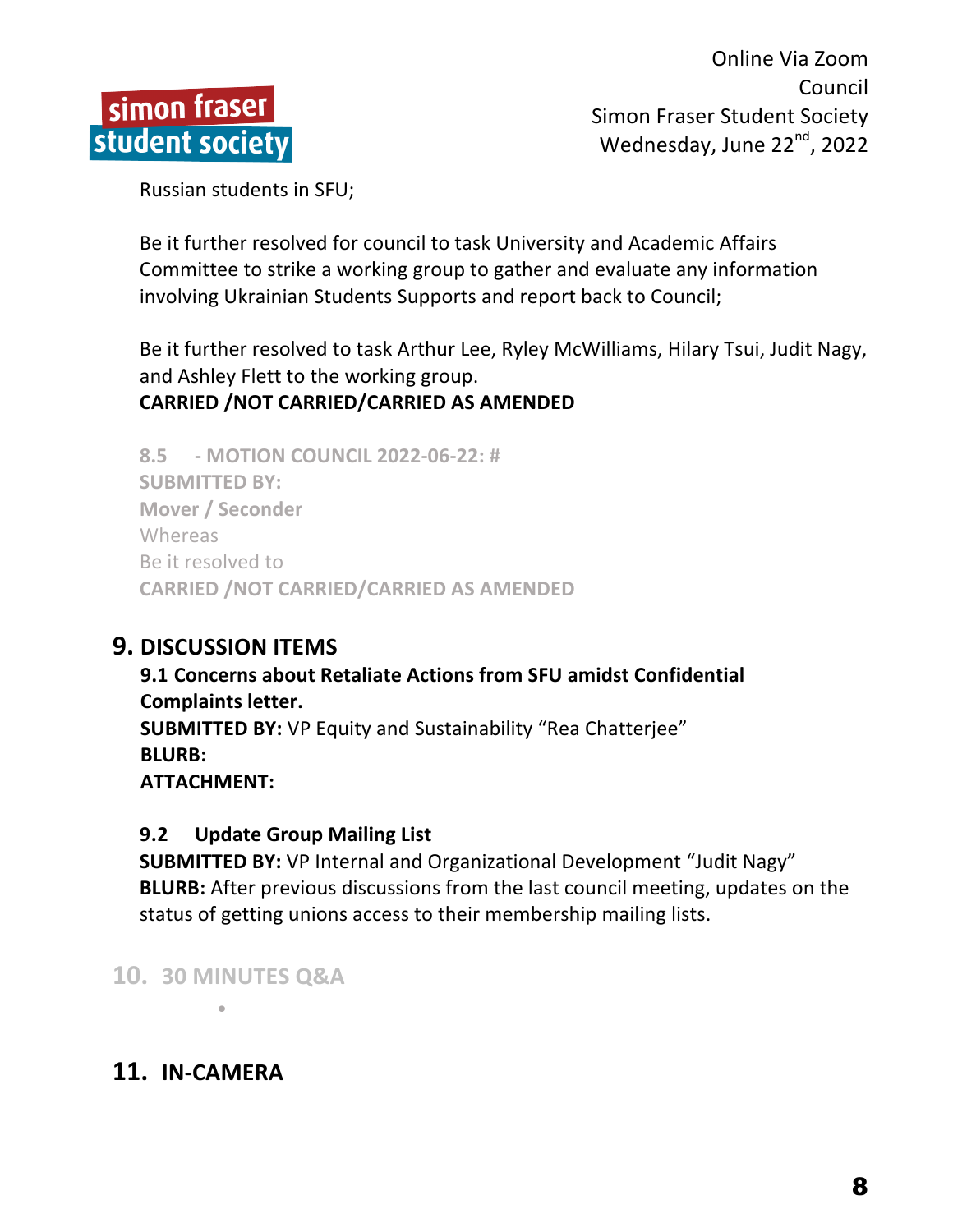Russian students in SFU;

Be it further resolved for council to task University and Academic Affairs Committee to strike a working group to gather and evaluate any information involving Ukrainian Students Supports and report back to Council;

Be it further resolved to task Arthur Lee, Ryley McWilliams, Hilary Tsui, Judit Nagy, and Ashley Flett to the working group.

**CARRIED /NOT CARRIED/CARRIED AS AMENDED**

**8.5 - MOTION COUNCIL 2022-06-22: #**
**SUBMITTED BY:**
**Mover / Seconder**
Whereas
Be it resolved to
**CARRIED /NOT CARRIED/CARRIED AS AMENDED**

## 9. DISCUSSION ITEMS

**9.1 Concerns about Retaliate Actions from SFU amidst Confidential Complaints letter.**
**SUBMITTED BY:** VP Equity and Sustainability "Rea Chatterjee"
**BLURB:**
**ATTACHMENT:**

**9.2 Update Group Mailing List**
**SUBMITTED BY:** VP Internal and Organizational Development "Judit Nagy"
**BLURB:** After previous discussions from the last council meeting, updates on the status of getting unions access to their membership mailing lists.

## 10. 30 MINUTES Q&A

- 

## 11. IN-CAMERA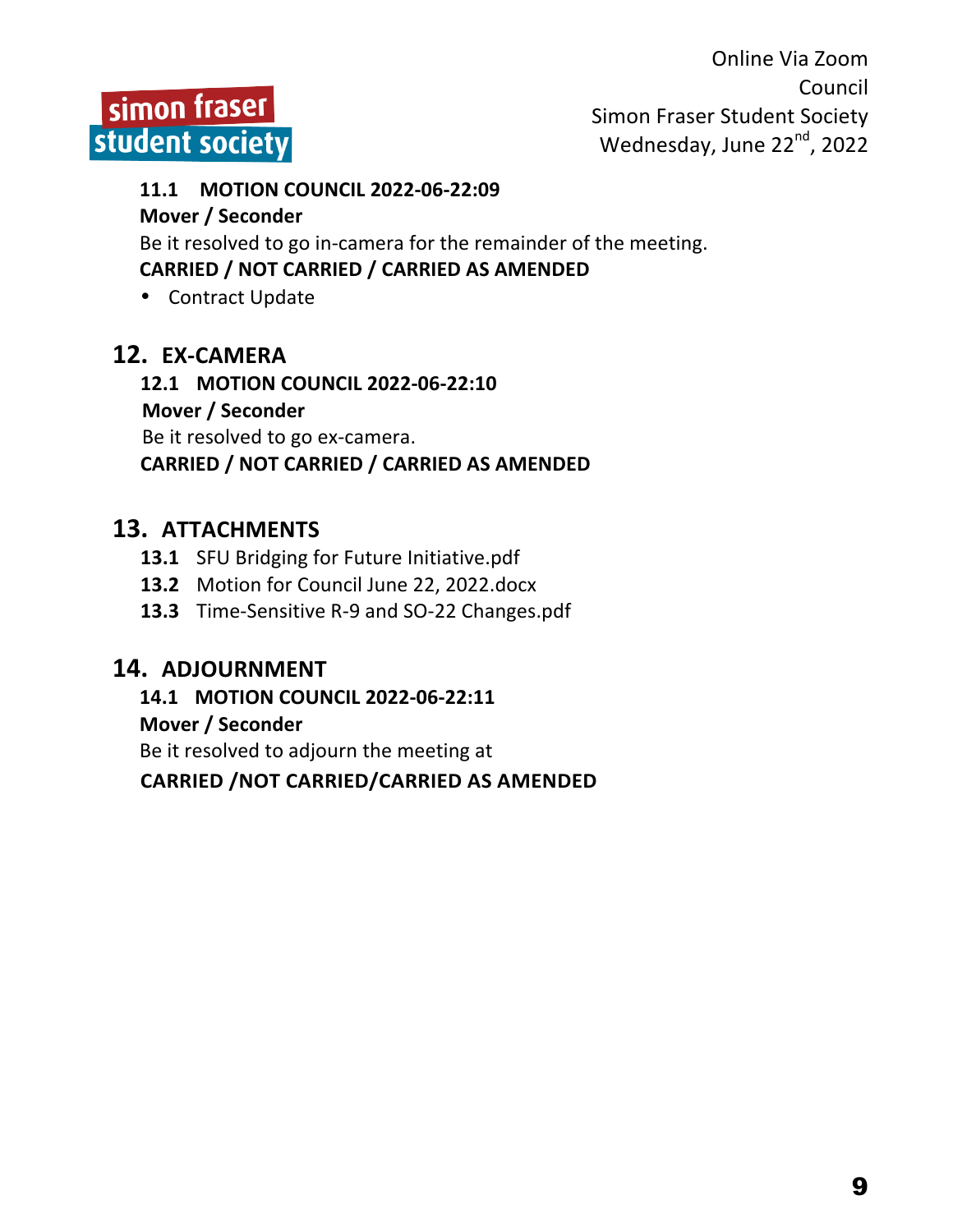**11.1 MOTION COUNCIL 2022-06-22:09**

**Mover / Seconder**

Be it resolved to go in-camera for the remainder of the meeting.

**CARRIED / NOT CARRIED / CARRIED AS AMENDED**

- Contract Update

## 12. EX-CAMERA

**12.1 MOTION COUNCIL 2022-06-22:10**

**Mover / Seconder**

Be it resolved to go ex-camera.

**CARRIED / NOT CARRIED / CARRIED AS AMENDED**

## 13. ATTACHMENTS

**13.1** SFU Bridging for Future Initiative.pdf

**13.2** Motion for Council June 22, 2022.docx

**13.3** Time-Sensitive R-9 and SO-22 Changes.pdf

## 14. ADJOURNMENT

**14.1 MOTION COUNCIL 2022-06-22:11**

**Mover / Seconder**

Be it resolved to adjourn the meeting at

**CARRIED /NOT CARRIED/CARRIED AS AMENDED**